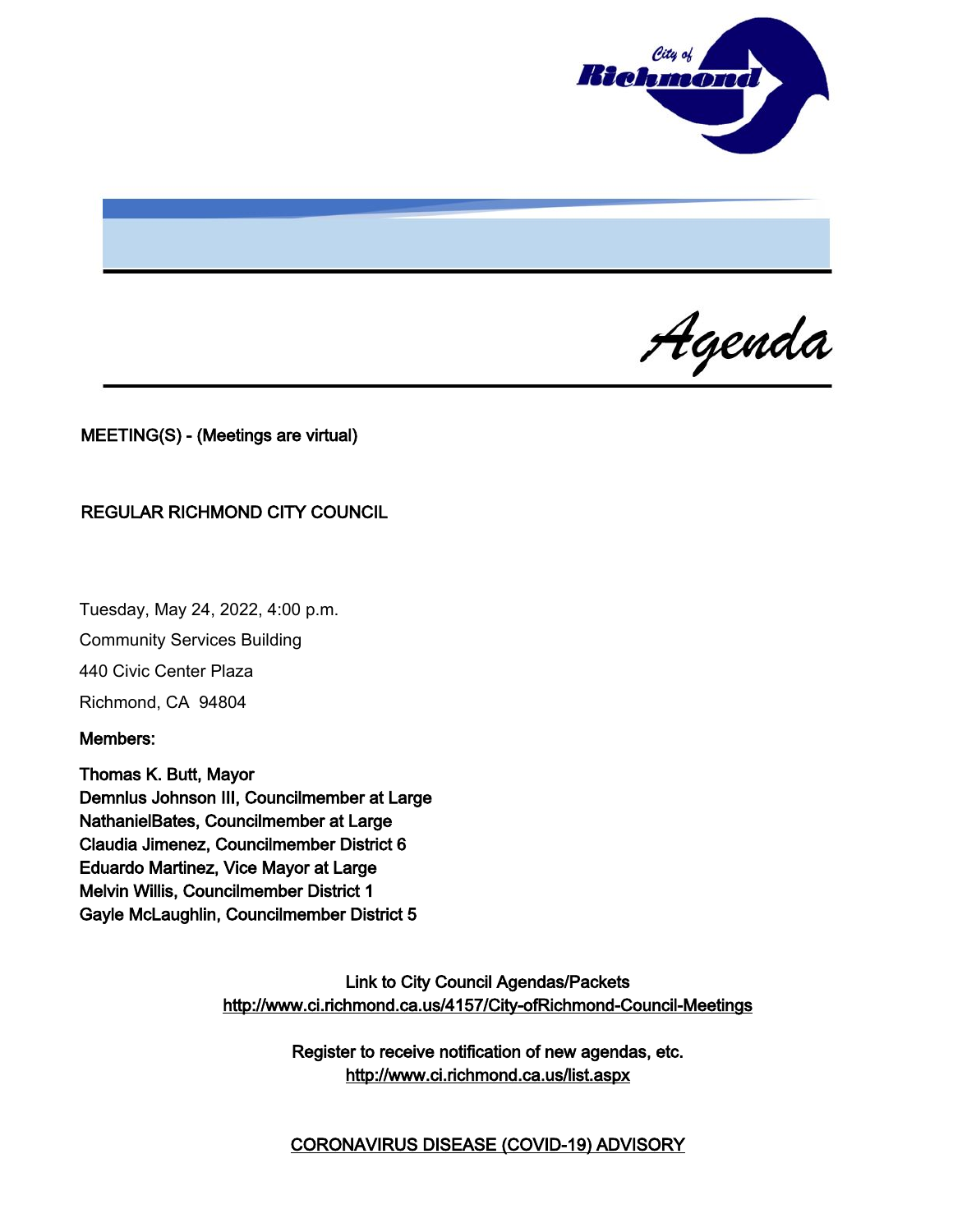City of Richmond

# Agenda

**MEETING(S) - (Meetings are virtual)**

**REGULAR RICHMOND CITY COUNCIL**

Tuesday, May 24, 2022, 4:00 p.m.

Community Services Building

440 Civic Center Plaza

Richmond, CA 94804

**Members:**

**Thomas K. Butt, Mayor**
**Demnlus Johnson III, Councilmember at Large**
**NathanielBates, Councilmember at Large**
**Claudia Jimenez, Councilmember District 6**
**Eduardo Martinez, Vice Mayor at Large**
**Melvin Willis, Councilmember District 1**
**Gayle McLaughlin, Councilmember District 5**

**Link to City Council Agendas/Packets**
**http://www.ci.richmond.ca.us/4157/City-ofRichmond-Council-Meetings**

**Register to receive notification of new agendas, etc.**
**http://www.ci.richmond.ca.us/list.aspx**

**CORONAVIRUS DISEASE (COVID-19) ADVISORY**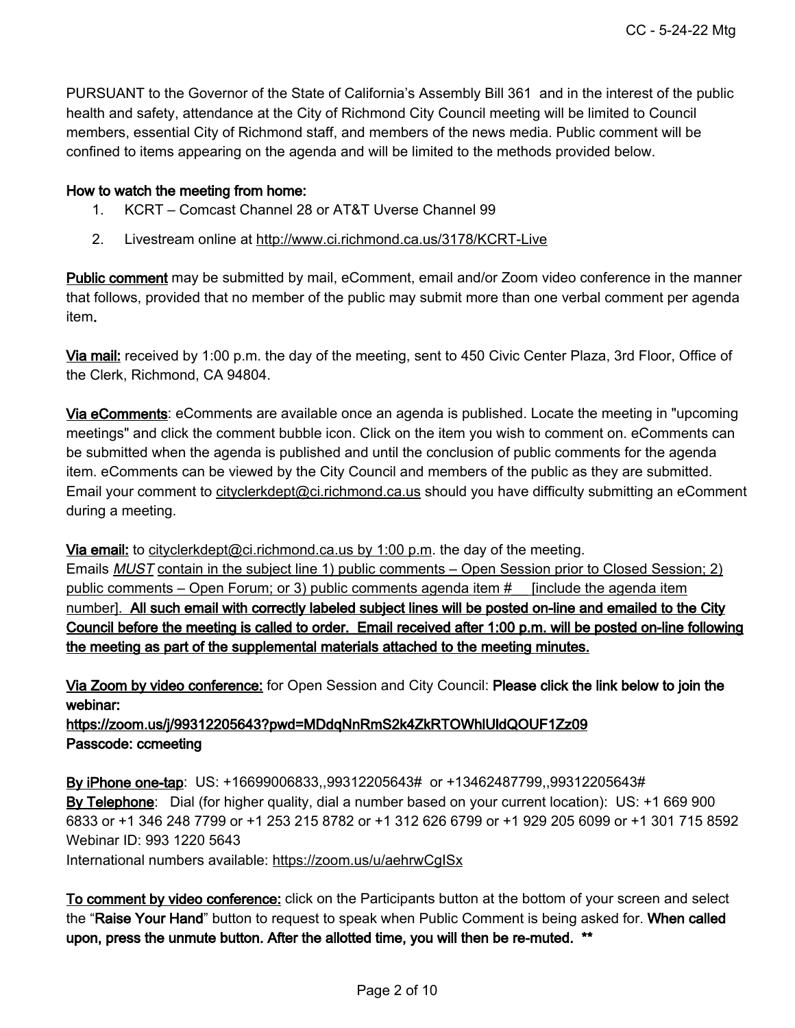PURSUANT to the Governor of the State of California's Assembly Bill 361 and in the interest of the public health and safety, attendance at the City of Richmond City Council meeting will be limited to Council members, essential City of Richmond staff, and members of the news media. Public comment will be confined to items appearing on the agenda and will be limited to the methods provided below.

**How to watch the meeting from home:**

1. KCRT – Comcast Channel 28 or AT&T Uverse Channel 99
2. Livestream online at http://www.ci.richmond.ca.us/3178/KCRT-Live

**Public comment** may be submitted by mail, eComment, email and/or Zoom video conference in the manner that follows, provided that no member of the public may submit more than one verbal comment per agenda item**.**

**Via mail:** received by 1:00 p.m. the day of the meeting, sent to 450 Civic Center Plaza, 3rd Floor, Office of the Clerk, Richmond, CA 94804.

**Via eComments**: eComments are available once an agenda is published. Locate the meeting in "upcoming meetings" and click the comment bubble icon. Click on the item you wish to comment on. eComments can be submitted when the agenda is published and until the conclusion of public comments for the agenda item. eComments can be viewed by the City Council and members of the public as they are submitted. Email your comment to cityclerkdept@ci.richmond.ca.us should you have difficulty submitting an eComment during a meeting.

**Via email:** to cityclerkdept@ci.richmond.ca.us by 1:00 p.m. the day of the meeting.
Emails *MUST* contain in the subject line 1) public comments – Open Session prior to Closed Session; 2) public comments – Open Forum; or 3) public comments agenda item # [include the agenda item number]. **All such email with correctly labeled subject lines will be posted on-line and emailed to the City Council before the meeting is called to order. Email received after 1:00 p.m. will be posted on-line following the meeting as part of the supplemental materials attached to the meeting minutes.**

**Via Zoom by video conference:** for Open Session and City Council: **Please click the link below to join the webinar:**
**https://zoom.us/j/99312205643?pwd=MDdqNnRmS2k4ZkRTOWhlUldQOUF1Zz09**
**Passcode: ccmeeting**

**By iPhone one-tap**: US: +16699006833,,99312205643# or +13462487799,,99312205643#
**By Telephone**: Dial (for higher quality, dial a number based on your current location): US: +1 669 900 6833 or +1 346 248 7799 or +1 253 215 8782 or +1 312 626 6799 or +1 929 205 6099 or +1 301 715 8592
Webinar ID: 993 1220 5643
International numbers available: https://zoom.us/u/aehrwCgISx

**To comment by video conference:** click on the Participants button at the bottom of your screen and select the "**Raise Your Hand**" button to request to speak when Public Comment is being asked for. **When called upon, press the unmute button. After the allotted time, you will then be re-muted. \*\***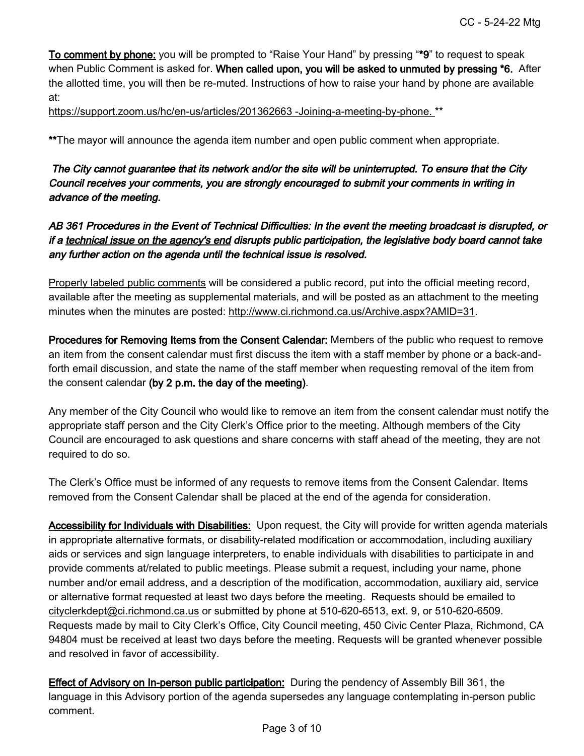**To comment by phone:** you will be prompted to "Raise Your Hand" by pressing "**\*9**" to request to speak when Public Comment is asked for. **When called upon, you will be asked to unmuted by pressing \*6.** After the allotted time, you will then be re-muted. Instructions of how to raise your hand by phone are available at:

https://support.zoom.us/hc/en-us/articles/201362663 -Joining-a-meeting-by-phone. \*\*

**\*\***The mayor will announce the agenda item number and open public comment when appropriate.

***The City cannot guarantee that its network and/or the site will be uninterrupted. To ensure that the City Council receives your comments, you are strongly encouraged to submit your comments in writing in advance of the meeting.***

***AB 361 Procedures in the Event of Technical Difficulties: In the event the meeting broadcast is disrupted, or if a technical issue on the agency's end disrupts public participation, the legislative body board cannot take any further action on the agenda until the technical issue is resolved.***

Properly labeled public comments will be considered a public record, put into the official meeting record, available after the meeting as supplemental materials, and will be posted as an attachment to the meeting minutes when the minutes are posted: http://www.ci.richmond.ca.us/Archive.aspx?AMID=31.

**Procedures for Removing Items from the Consent Calendar:** Members of the public who request to remove an item from the consent calendar must first discuss the item with a staff member by phone or a back-and-forth email discussion, and state the name of the staff member when requesting removal of the item from the consent calendar **(by 2 p.m. the day of the meeting)**.

Any member of the City Council who would like to remove an item from the consent calendar must notify the appropriate staff person and the City Clerk's Office prior to the meeting. Although members of the City Council are encouraged to ask questions and share concerns with staff ahead of the meeting, they are not required to do so.

The Clerk's Office must be informed of any requests to remove items from the Consent Calendar. Items removed from the Consent Calendar shall be placed at the end of the agenda for consideration.

**Accessibility for Individuals with Disabilities:** Upon request, the City will provide for written agenda materials in appropriate alternative formats, or disability-related modification or accommodation, including auxiliary aids or services and sign language interpreters, to enable individuals with disabilities to participate in and provide comments at/related to public meetings. Please submit a request, including your name, phone number and/or email address, and a description of the modification, accommodation, auxiliary aid, service or alternative format requested at least two days before the meeting. Requests should be emailed to cityclerkdept@ci.richmond.ca.us or submitted by phone at 510-620-6513, ext. 9, or 510-620-6509. Requests made by mail to City Clerk's Office, City Council meeting, 450 Civic Center Plaza, Richmond, CA 94804 must be received at least two days before the meeting. Requests will be granted whenever possible and resolved in favor of accessibility.

**Effect of Advisory on In-person public participation:** During the pendency of Assembly Bill 361, the language in this Advisory portion of the agenda supersedes any language contemplating in-person public comment.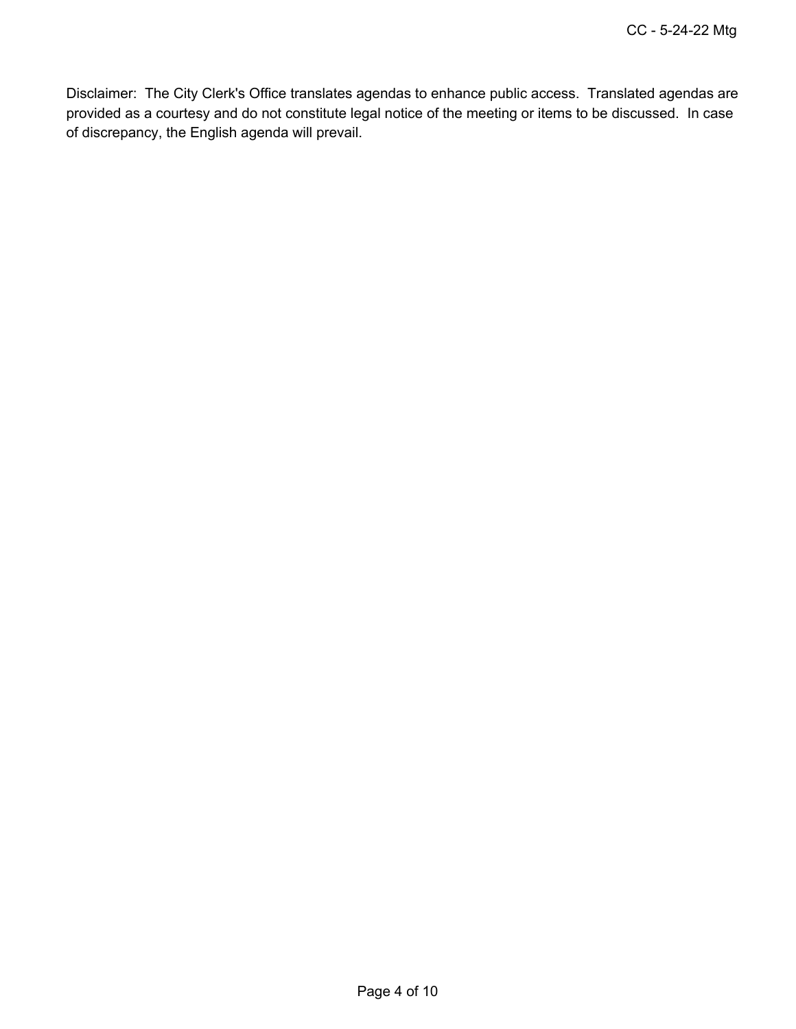Disclaimer: The City Clerk's Office translates agendas to enhance public access. Translated agendas are provided as a courtesy and do not constitute legal notice of the meeting or items to be discussed. In case of discrepancy, the English agenda will prevail.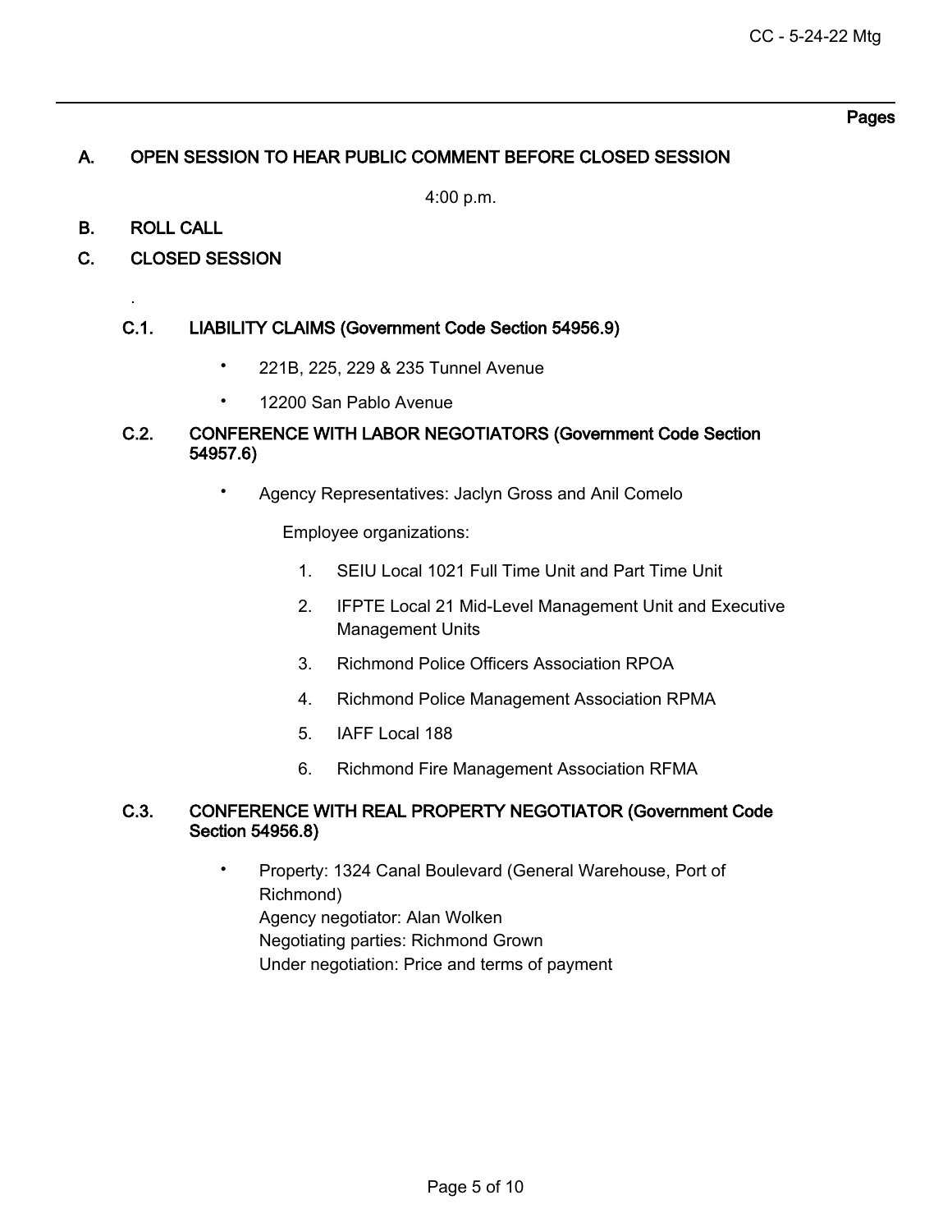Pages

## A. OPEN SESSION TO HEAR PUBLIC COMMENT BEFORE CLOSED SESSION

4:00 p.m.

## B. ROLL CALL

## C. CLOSED SESSION

.

### C.1. LIABILITY CLAIMS (Government Code Section 54956.9)

- 221B, 225, 229 & 235 Tunnel Avenue
- 12200 San Pablo Avenue

### C.2. CONFERENCE WITH LABOR NEGOTIATORS (Government Code Section 54957.6)

- Agency Representatives: Jaclyn Gross and Anil Comelo

  Employee organizations:

  1. SEIU Local 1021 Full Time Unit and Part Time Unit
  2. IFPTE Local 21 Mid-Level Management Unit and Executive Management Units
  3. Richmond Police Officers Association RPOA
  4. Richmond Police Management Association RPMA
  5. IAFF Local 188
  6. Richmond Fire Management Association RFMA

### C.3. CONFERENCE WITH REAL PROPERTY NEGOTIATOR (Government Code Section 54956.8)

- Property: 1324 Canal Boulevard (General Warehouse, Port of Richmond)
  Agency negotiator: Alan Wolken
  Negotiating parties: Richmond Grown
  Under negotiation: Price and terms of payment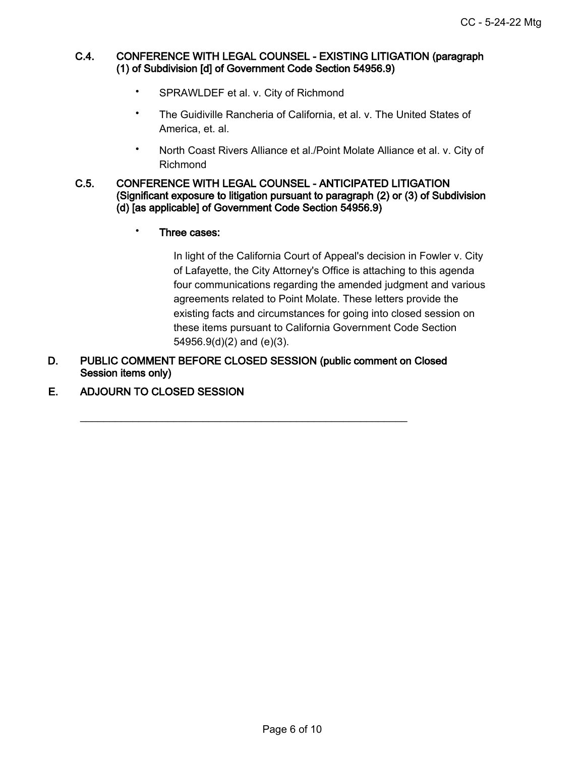**C.4. CONFERENCE WITH LEGAL COUNSEL - EXISTING LITIGATION (paragraph (1) of Subdivision [d] of Government Code Section 54956.9)**

- SPRAWLDEF et al. v. City of Richmond
- The Guidiville Rancheria of California, et al. v. The United States of America, et. al.
- North Coast Rivers Alliance et al./Point Molate Alliance et al. v. City of Richmond

**C.5. CONFERENCE WITH LEGAL COUNSEL - ANTICIPATED LITIGATION (Significant exposure to litigation pursuant to paragraph (2) or (3) of Subdivision (d) [as applicable] of Government Code Section 54956.9)**

- **Three cases:**

  In light of the California Court of Appeal's decision in Fowler v. City of Lafayette, the City Attorney's Office is attaching to this agenda four communications regarding the amended judgment and various agreements related to Point Molate. These letters provide the existing facts and circumstances for going into closed session on these items pursuant to California Government Code Section 54956.9(d)(2) and (e)(3).

**D. PUBLIC COMMENT BEFORE CLOSED SESSION (public comment on Closed Session items only)**

**E. ADJOURN TO CLOSED SESSION**

---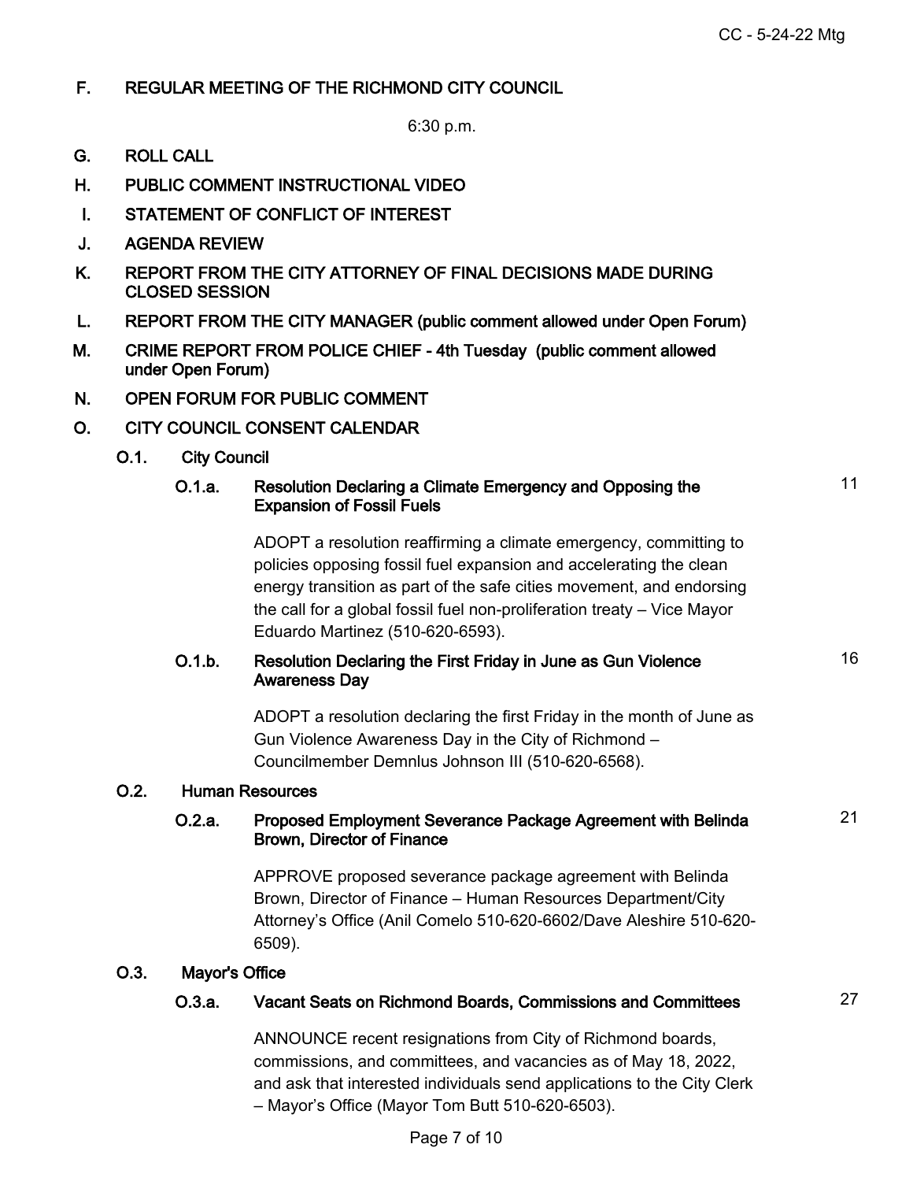## F. REGULAR MEETING OF THE RICHMOND CITY COUNCIL

6:30 p.m.

## G. ROLL CALL

## H. PUBLIC COMMENT INSTRUCTIONAL VIDEO

## I. STATEMENT OF CONFLICT OF INTEREST

## J. AGENDA REVIEW

## K. REPORT FROM THE CITY ATTORNEY OF FINAL DECISIONS MADE DURING CLOSED SESSION

## L. REPORT FROM THE CITY MANAGER (public comment allowed under Open Forum)

## M. CRIME REPORT FROM POLICE CHIEF - 4th Tuesday (public comment allowed under Open Forum)

## N. OPEN FORUM FOR PUBLIC COMMENT

## O. CITY COUNCIL CONSENT CALENDAR

### O.1. City Council

#### O.1.a. Resolution Declaring a Climate Emergency and Opposing the Expansion of Fossil Fuels — 11

ADOPT a resolution reaffirming a climate emergency, committing to policies opposing fossil fuel expansion and accelerating the clean energy transition as part of the safe cities movement, and endorsing the call for a global fossil fuel non-proliferation treaty – Vice Mayor Eduardo Martinez (510-620-6593).

#### O.1.b. Resolution Declaring the First Friday in June as Gun Violence Awareness Day — 16

ADOPT a resolution declaring the first Friday in the month of June as Gun Violence Awareness Day in the City of Richmond – Councilmember Demnlus Johnson III (510-620-6568).

### O.2. Human Resources

#### O.2.a. Proposed Employment Severance Package Agreement with Belinda Brown, Director of Finance — 21

APPROVE proposed severance package agreement with Belinda Brown, Director of Finance – Human Resources Department/City Attorney's Office (Anil Comelo 510-620-6602/Dave Aleshire 510-620-6509).

### O.3. Mayor's Office

#### O.3.a. Vacant Seats on Richmond Boards, Commissions and Committees — 27

ANNOUNCE recent resignations from City of Richmond boards, commissions, and committees, and vacancies as of May 18, 2022, and ask that interested individuals send applications to the City Clerk – Mayor's Office (Mayor Tom Butt 510-620-6503).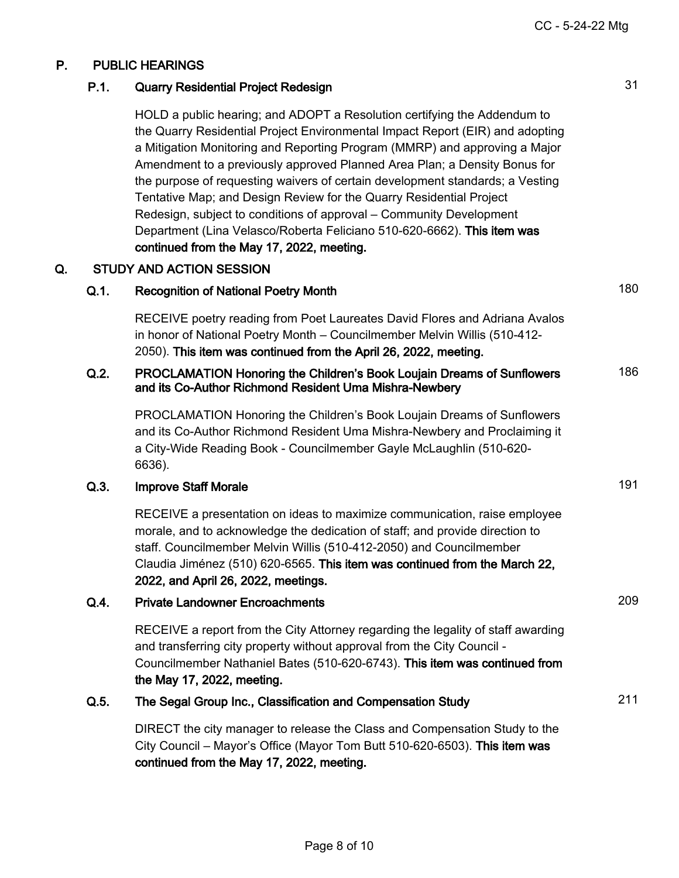## P. PUBLIC HEARINGS

### P.1. Quarry Residential Project Redesign — 31

HOLD a public hearing; and ADOPT a Resolution certifying the Addendum to the Quarry Residential Project Environmental Impact Report (EIR) and adopting a Mitigation Monitoring and Reporting Program (MMRP) and approving a Major Amendment to a previously approved Planned Area Plan; a Density Bonus for the purpose of requesting waivers of certain development standards; a Vesting Tentative Map; and Design Review for the Quarry Residential Project Redesign, subject to conditions of approval – Community Development Department (Lina Velasco/Roberta Feliciano 510-620-6662). **This item was continued from the May 17, 2022, meeting.**

## Q. STUDY AND ACTION SESSION

### Q.1. Recognition of National Poetry Month — 180

RECEIVE poetry reading from Poet Laureates David Flores and Adriana Avalos in honor of National Poetry Month – Councilmember Melvin Willis (510-412-2050). **This item was continued from the April 26, 2022, meeting.**

### Q.2. PROCLAMATION Honoring the Children's Book Loujain Dreams of Sunflowers and its Co-Author Richmond Resident Uma Mishra-Newbery — 186

PROCLAMATION Honoring the Children's Book Loujain Dreams of Sunflowers and its Co-Author Richmond Resident Uma Mishra-Newbery and Proclaiming it a City-Wide Reading Book - Councilmember Gayle McLaughlin (510-620-6636).

### Q.3. Improve Staff Morale — 191

RECEIVE a presentation on ideas to maximize communication, raise employee morale, and to acknowledge the dedication of staff; and provide direction to staff. Councilmember Melvin Willis (510-412-2050) and Councilmember Claudia Jiménez (510) 620-6565. **This item was continued from the March 22, 2022, and April 26, 2022, meetings.**

### Q.4. Private Landowner Encroachments — 209

RECEIVE a report from the City Attorney regarding the legality of staff awarding and transferring city property without approval from the City Council - Councilmember Nathaniel Bates (510-620-6743). **This item was continued from the May 17, 2022, meeting.**

### Q.5. The Segal Group Inc., Classification and Compensation Study — 211

DIRECT the city manager to release the Class and Compensation Study to the City Council – Mayor's Office (Mayor Tom Butt 510-620-6503). **This item was continued from the May 17, 2022, meeting.**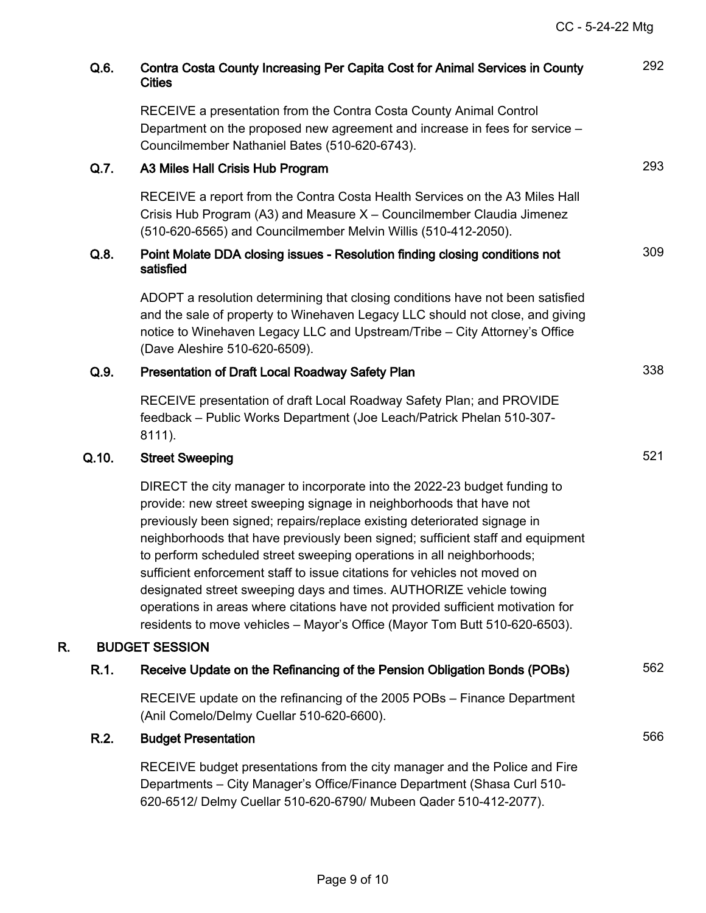**Q.6. Contra Costa County Increasing Per Capita Cost for Animal Services in County Cities** — 292

RECEIVE a presentation from the Contra Costa County Animal Control Department on the proposed new agreement and increase in fees for service – Councilmember Nathaniel Bates (510-620-6743).

**Q.7. A3 Miles Hall Crisis Hub Program** — 293

RECEIVE a report from the Contra Costa Health Services on the A3 Miles Hall Crisis Hub Program (A3) and Measure X – Councilmember Claudia Jimenez (510-620-6565) and Councilmember Melvin Willis (510-412-2050).

**Q.8. Point Molate DDA closing issues - Resolution finding closing conditions not satisfied** — 309

ADOPT a resolution determining that closing conditions have not been satisfied and the sale of property to Winehaven Legacy LLC should not close, and giving notice to Winehaven Legacy LLC and Upstream/Tribe – City Attorney's Office (Dave Aleshire 510-620-6509).

**Q.9. Presentation of Draft Local Roadway Safety Plan** — 338

RECEIVE presentation of draft Local Roadway Safety Plan; and PROVIDE feedback – Public Works Department (Joe Leach/Patrick Phelan 510-307-8111).

**Q.10. Street Sweeping** — 521

DIRECT the city manager to incorporate into the 2022-23 budget funding to provide: new street sweeping signage in neighborhoods that have not previously been signed; repairs/replace existing deteriorated signage in neighborhoods that have previously been signed; sufficient staff and equipment to perform scheduled street sweeping operations in all neighborhoods; sufficient enforcement staff to issue citations for vehicles not moved on designated street sweeping days and times. AUTHORIZE vehicle towing operations in areas where citations have not provided sufficient motivation for residents to move vehicles – Mayor's Office (Mayor Tom Butt 510-620-6503).

## R. BUDGET SESSION

**R.1. Receive Update on the Refinancing of the Pension Obligation Bonds (POBs)** — 562

RECEIVE update on the refinancing of the 2005 POBs – Finance Department (Anil Comelo/Delmy Cuellar 510-620-6600).

**R.2. Budget Presentation** — 566

RECEIVE budget presentations from the city manager and the Police and Fire Departments – City Manager's Office/Finance Department (Shasa Curl 510-620-6512/ Delmy Cuellar 510-620-6790/ Mubeen Qader 510-412-2077).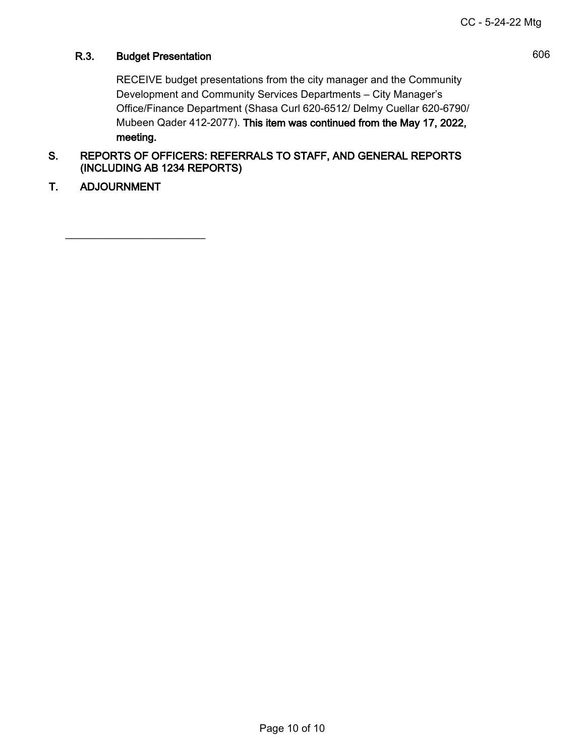### R.3. Budget Presentation

RECEIVE budget presentations from the city manager and the Community Development and Community Services Departments – City Manager's Office/Finance Department (Shasa Curl 620-6512/ Delmy Cuellar 620-6790/ Mubeen Qader 412-2077). **This item was continued from the May 17, 2022, meeting.**

## S. REPORTS OF OFFICERS: REFERRALS TO STAFF, AND GENERAL REPORTS (INCLUDING AB 1234 REPORTS)

## T. ADJOURNMENT

---